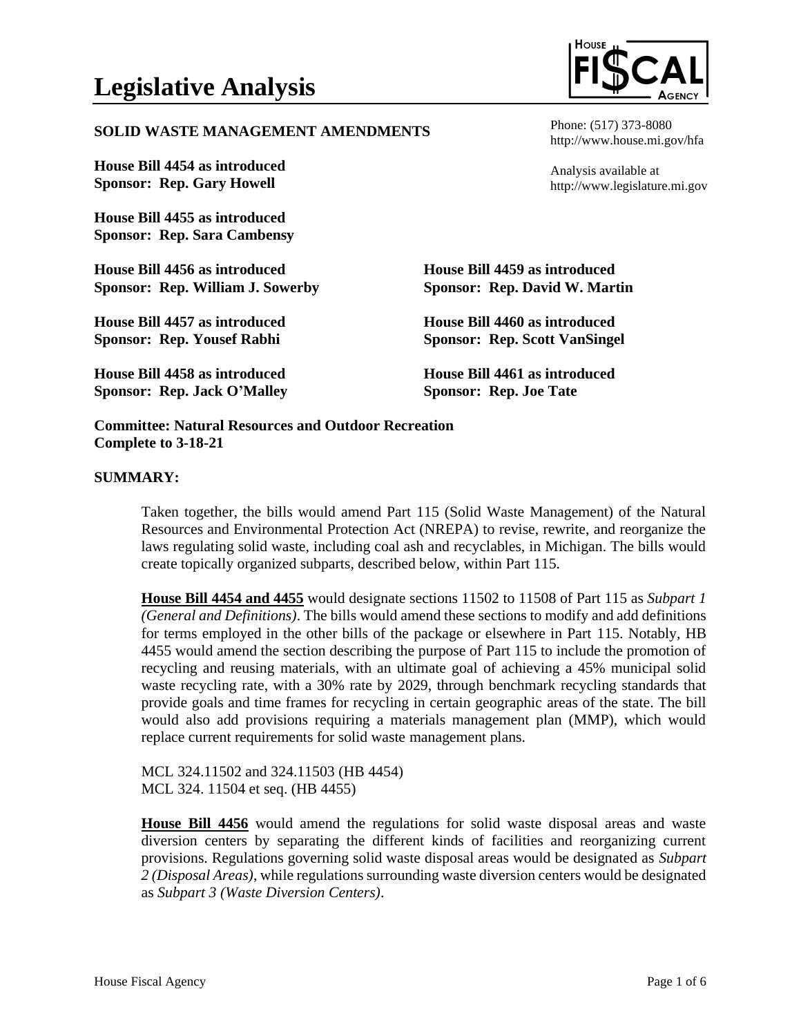# Legislative Analysis

**SOLID WASTE MANAGEMENT AMENDMENTS**

Phone: (517) 373-8080
http://www.house.mi.gov/hfa

Analysis available at
http://www.legislature.mi.gov

**House Bill 4454 as introduced**
**Sponsor: Rep. Gary Howell**

**House Bill 4455 as introduced**
**Sponsor: Rep. Sara Cambensy**

**House Bill 4456 as introduced**
**Sponsor: Rep. William J. Sowerby**

**House Bill 4457 as introduced**
**Sponsor: Rep. Yousef Rabhi**

**House Bill 4458 as introduced**
**Sponsor: Rep. Jack O'Malley**

**House Bill 4459 as introduced**
**Sponsor: Rep. David W. Martin**

**House Bill 4460 as introduced**
**Sponsor: Rep. Scott VanSingel**

**House Bill 4461 as introduced**
**Sponsor: Rep. Joe Tate**

**Committee: Natural Resources and Outdoor Recreation**
**Complete to 3-18-21**

## SUMMARY:

Taken together, the bills would amend Part 115 (Solid Waste Management) of the Natural Resources and Environmental Protection Act (NREPA) to revise, rewrite, and reorganize the laws regulating solid waste, including coal ash and recyclables, in Michigan. The bills would create topically organized subparts, described below, within Part 115.

**House Bill 4454 and 4455** would designate sections 11502 to 11508 of Part 115 as *Subpart 1 (General and Definitions)*. The bills would amend these sections to modify and add definitions for terms employed in the other bills of the package or elsewhere in Part 115. Notably, HB 4455 would amend the section describing the purpose of Part 115 to include the promotion of recycling and reusing materials, with an ultimate goal of achieving a 45% municipal solid waste recycling rate, with a 30% rate by 2029, through benchmark recycling standards that provide goals and time frames for recycling in certain geographic areas of the state. The bill would also add provisions requiring a materials management plan (MMP), which would replace current requirements for solid waste management plans.

MCL 324.11502 and 324.11503 (HB 4454)
MCL 324. 11504 et seq. (HB 4455)

**House Bill 4456** would amend the regulations for solid waste disposal areas and waste diversion centers by separating the different kinds of facilities and reorganizing current provisions. Regulations governing solid waste disposal areas would be designated as *Subpart 2 (Disposal Areas)*, while regulations surrounding waste diversion centers would be designated as *Subpart 3 (Waste Diversion Centers)*.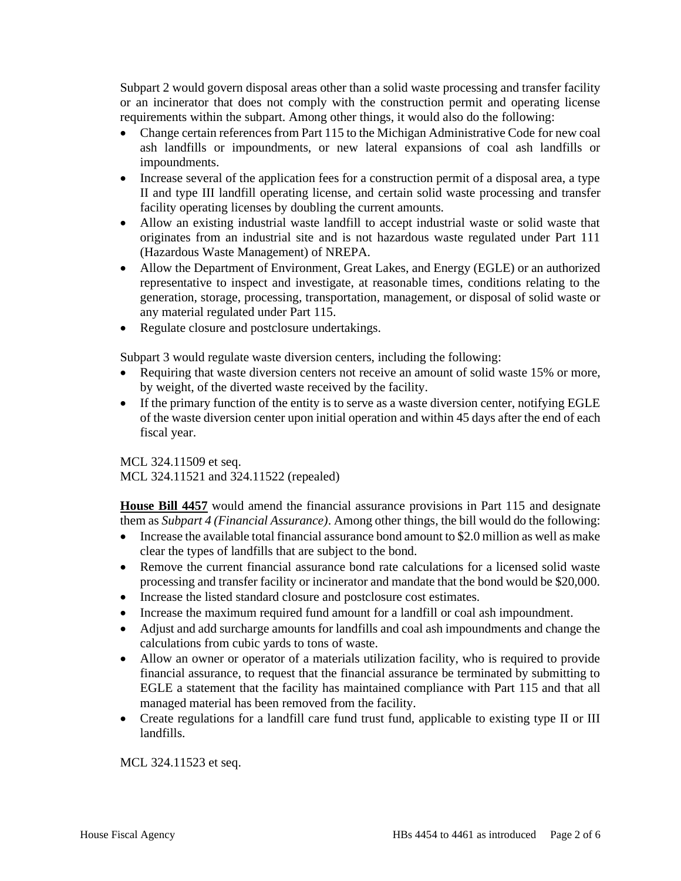Subpart 2 would govern disposal areas other than a solid waste processing and transfer facility or an incinerator that does not comply with the construction permit and operating license requirements within the subpart. Among other things, it would also do the following:

- Change certain references from Part 115 to the Michigan Administrative Code for new coal ash landfills or impoundments, or new lateral expansions of coal ash landfills or impoundments.
- Increase several of the application fees for a construction permit of a disposal area, a type II and type III landfill operating license, and certain solid waste processing and transfer facility operating licenses by doubling the current amounts.
- Allow an existing industrial waste landfill to accept industrial waste or solid waste that originates from an industrial site and is not hazardous waste regulated under Part 111 (Hazardous Waste Management) of NREPA.
- Allow the Department of Environment, Great Lakes, and Energy (EGLE) or an authorized representative to inspect and investigate, at reasonable times, conditions relating to the generation, storage, processing, transportation, management, or disposal of solid waste or any material regulated under Part 115.
- Regulate closure and postclosure undertakings.

Subpart 3 would regulate waste diversion centers, including the following:

- Requiring that waste diversion centers not receive an amount of solid waste 15% or more, by weight, of the diverted waste received by the facility.
- If the primary function of the entity is to serve as a waste diversion center, notifying EGLE of the waste diversion center upon initial operation and within 45 days after the end of each fiscal year.

MCL 324.11509 et seq.
MCL 324.11521 and 324.11522 (repealed)

**House Bill 4457** would amend the financial assurance provisions in Part 115 and designate them as *Subpart 4 (Financial Assurance)*. Among other things, the bill would do the following:

- Increase the available total financial assurance bond amount to $2.0 million as well as make clear the types of landfills that are subject to the bond.
- Remove the current financial assurance bond rate calculations for a licensed solid waste processing and transfer facility or incinerator and mandate that the bond would be $20,000.
- Increase the listed standard closure and postclosure cost estimates.
- Increase the maximum required fund amount for a landfill or coal ash impoundment.
- Adjust and add surcharge amounts for landfills and coal ash impoundments and change the calculations from cubic yards to tons of waste.
- Allow an owner or operator of a materials utilization facility, who is required to provide financial assurance, to request that the financial assurance be terminated by submitting to EGLE a statement that the facility has maintained compliance with Part 115 and that all managed material has been removed from the facility.
- Create regulations for a landfill care fund trust fund, applicable to existing type II or III landfills.

MCL 324.11523 et seq.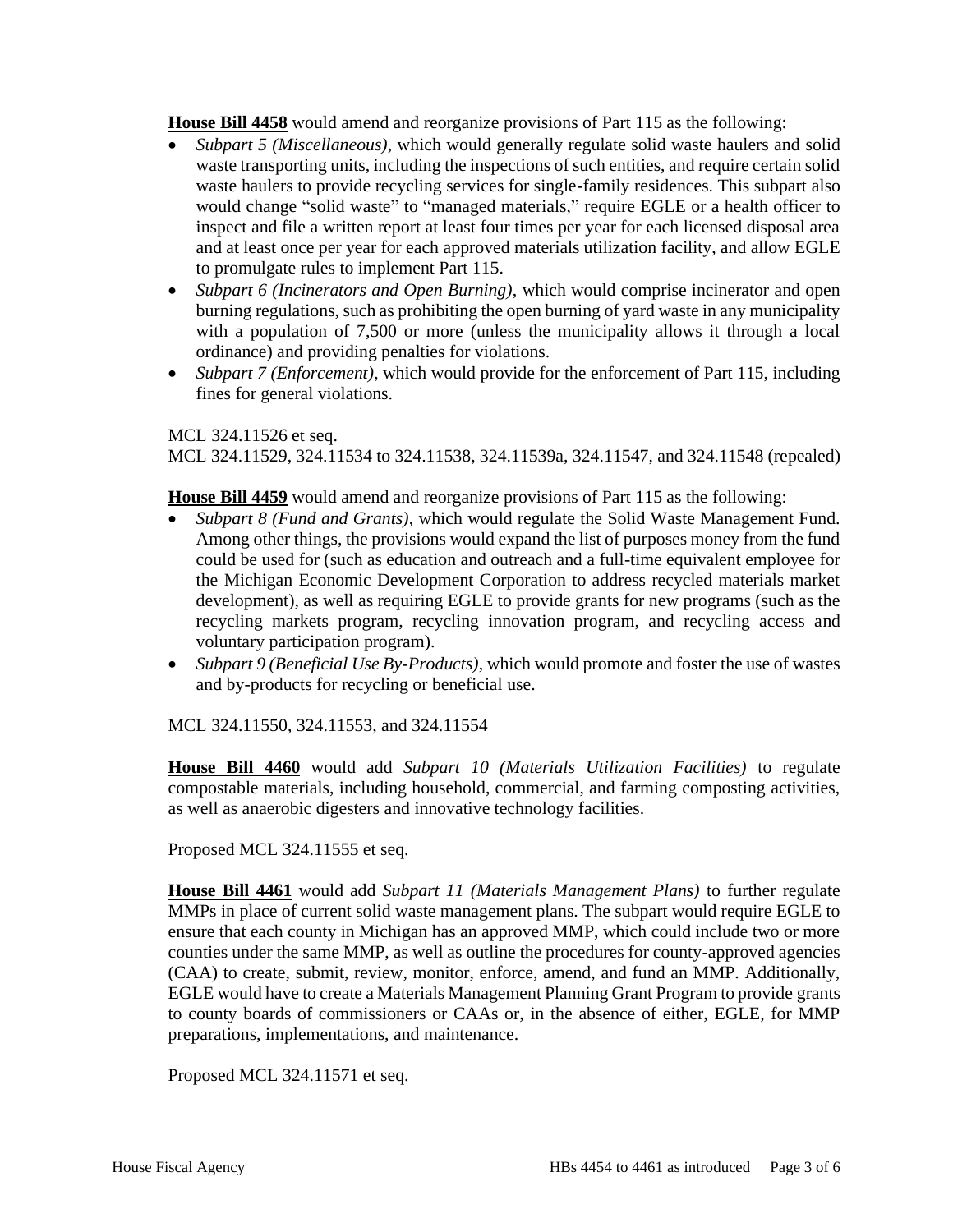**House Bill 4458** would amend and reorganize provisions of Part 115 as the following:

- *Subpart 5 (Miscellaneous)*, which would generally regulate solid waste haulers and solid waste transporting units, including the inspections of such entities, and require certain solid waste haulers to provide recycling services for single-family residences. This subpart also would change "solid waste" to "managed materials," require EGLE or a health officer to inspect and file a written report at least four times per year for each licensed disposal area and at least once per year for each approved materials utilization facility, and allow EGLE to promulgate rules to implement Part 115.
- *Subpart 6 (Incinerators and Open Burning)*, which would comprise incinerator and open burning regulations, such as prohibiting the open burning of yard waste in any municipality with a population of 7,500 or more (unless the municipality allows it through a local ordinance) and providing penalties for violations.
- *Subpart 7 (Enforcement)*, which would provide for the enforcement of Part 115, including fines for general violations.

MCL 324.11526 et seq.
MCL 324.11529, 324.11534 to 324.11538, 324.11539a, 324.11547, and 324.11548 (repealed)

**House Bill 4459** would amend and reorganize provisions of Part 115 as the following:

- *Subpart 8 (Fund and Grants)*, which would regulate the Solid Waste Management Fund. Among other things, the provisions would expand the list of purposes money from the fund could be used for (such as education and outreach and a full-time equivalent employee for the Michigan Economic Development Corporation to address recycled materials market development), as well as requiring EGLE to provide grants for new programs (such as the recycling markets program, recycling innovation program, and recycling access and voluntary participation program).
- *Subpart 9 (Beneficial Use By-Products)*, which would promote and foster the use of wastes and by-products for recycling or beneficial use.

MCL 324.11550, 324.11553, and 324.11554

**House Bill 4460** would add *Subpart 10 (Materials Utilization Facilities)* to regulate compostable materials, including household, commercial, and farming composting activities, as well as anaerobic digesters and innovative technology facilities.

Proposed MCL 324.11555 et seq.

**House Bill 4461** would add *Subpart 11 (Materials Management Plans)* to further regulate MMPs in place of current solid waste management plans. The subpart would require EGLE to ensure that each county in Michigan has an approved MMP, which could include two or more counties under the same MMP, as well as outline the procedures for county-approved agencies (CAA) to create, submit, review, monitor, enforce, amend, and fund an MMP. Additionally, EGLE would have to create a Materials Management Planning Grant Program to provide grants to county boards of commissioners or CAAs or, in the absence of either, EGLE, for MMP preparations, implementations, and maintenance.

Proposed MCL 324.11571 et seq.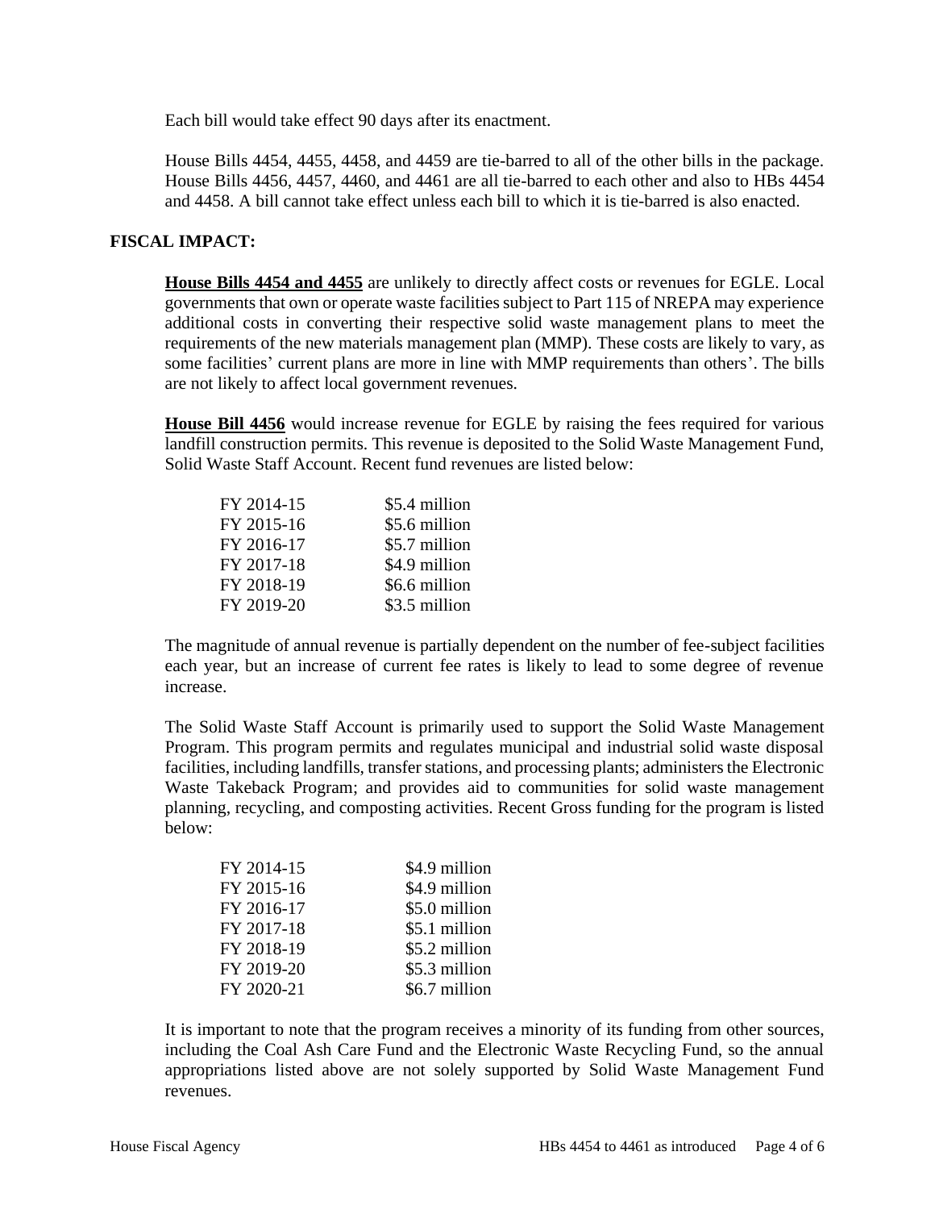Each bill would take effect 90 days after its enactment.

House Bills 4454, 4455, 4458, and 4459 are tie-barred to all of the other bills in the package. House Bills 4456, 4457, 4460, and 4461 are all tie-barred to each other and also to HBs 4454 and 4458. A bill cannot take effect unless each bill to which it is tie-barred is also enacted.

## FISCAL IMPACT:

**House Bills 4454 and 4455** are unlikely to directly affect costs or revenues for EGLE. Local governments that own or operate waste facilities subject to Part 115 of NREPA may experience additional costs in converting their respective solid waste management plans to meet the requirements of the new materials management plan (MMP). These costs are likely to vary, as some facilities' current plans are more in line with MMP requirements than others'. The bills are not likely to affect local government revenues.

**House Bill 4456** would increase revenue for EGLE by raising the fees required for various landfill construction permits. This revenue is deposited to the Solid Waste Management Fund, Solid Waste Staff Account. Recent fund revenues are listed below:

| | |
|---|---|
| FY 2014-15 | $5.4 million |
| FY 2015-16 | $5.6 million |
| FY 2016-17 | $5.7 million |
| FY 2017-18 | $4.9 million |
| FY 2018-19 | $6.6 million |
| FY 2019-20 | $3.5 million |

The magnitude of annual revenue is partially dependent on the number of fee-subject facilities each year, but an increase of current fee rates is likely to lead to some degree of revenue increase.

The Solid Waste Staff Account is primarily used to support the Solid Waste Management Program. This program permits and regulates municipal and industrial solid waste disposal facilities, including landfills, transfer stations, and processing plants; administers the Electronic Waste Takeback Program; and provides aid to communities for solid waste management planning, recycling, and composting activities. Recent Gross funding for the program is listed below:

| | |
|---|---|
| FY 2014-15 | $4.9 million |
| FY 2015-16 | $4.9 million |
| FY 2016-17 | $5.0 million |
| FY 2017-18 | $5.1 million |
| FY 2018-19 | $5.2 million |
| FY 2019-20 | $5.3 million |
| FY 2020-21 | $6.7 million |

It is important to note that the program receives a minority of its funding from other sources, including the Coal Ash Care Fund and the Electronic Waste Recycling Fund, so the annual appropriations listed above are not solely supported by Solid Waste Management Fund revenues.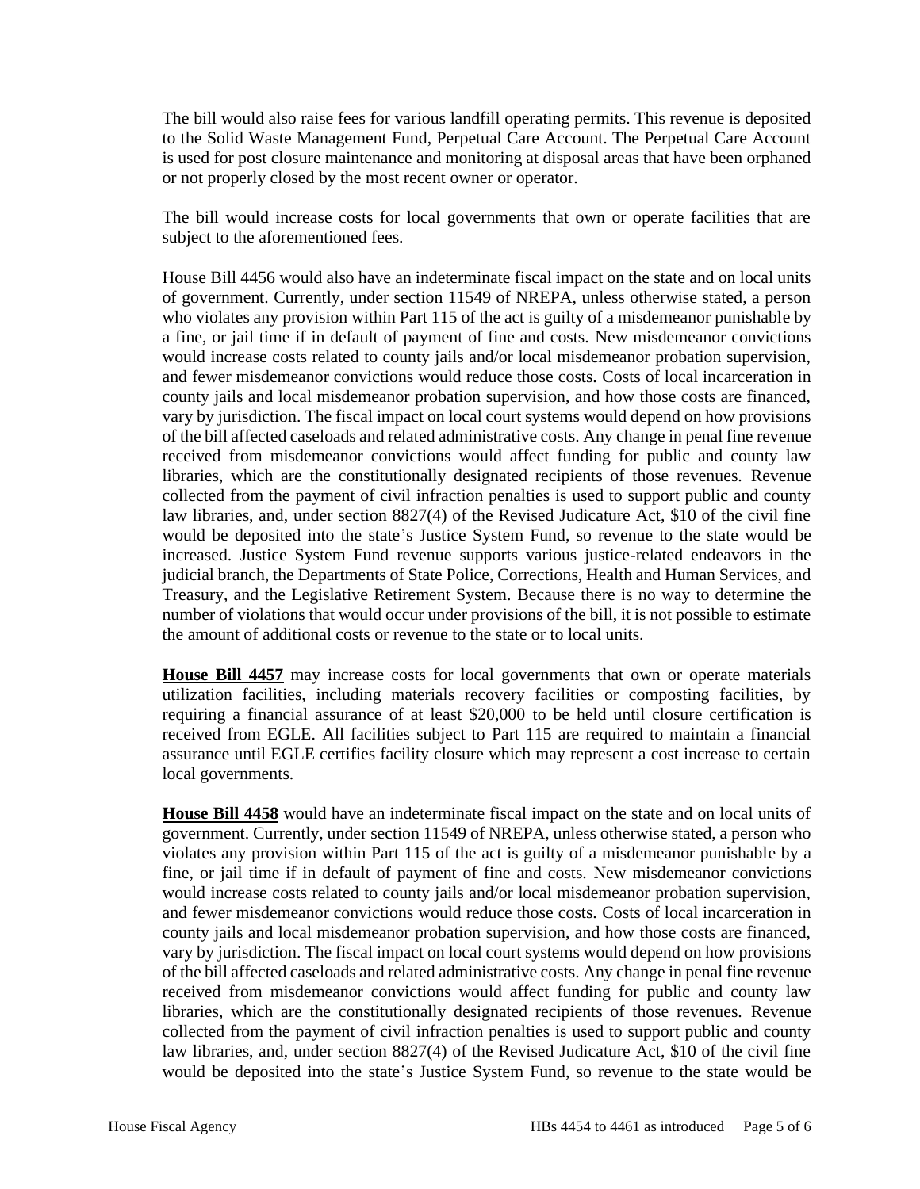The bill would also raise fees for various landfill operating permits. This revenue is deposited to the Solid Waste Management Fund, Perpetual Care Account. The Perpetual Care Account is used for post closure maintenance and monitoring at disposal areas that have been orphaned or not properly closed by the most recent owner or operator.

The bill would increase costs for local governments that own or operate facilities that are subject to the aforementioned fees.

House Bill 4456 would also have an indeterminate fiscal impact on the state and on local units of government. Currently, under section 11549 of NREPA, unless otherwise stated, a person who violates any provision within Part 115 of the act is guilty of a misdemeanor punishable by a fine, or jail time if in default of payment of fine and costs. New misdemeanor convictions would increase costs related to county jails and/or local misdemeanor probation supervision, and fewer misdemeanor convictions would reduce those costs. Costs of local incarceration in county jails and local misdemeanor probation supervision, and how those costs are financed, vary by jurisdiction. The fiscal impact on local court systems would depend on how provisions of the bill affected caseloads and related administrative costs. Any change in penal fine revenue received from misdemeanor convictions would affect funding for public and county law libraries, which are the constitutionally designated recipients of those revenues. Revenue collected from the payment of civil infraction penalties is used to support public and county law libraries, and, under section 8827(4) of the Revised Judicature Act, $10 of the civil fine would be deposited into the state's Justice System Fund, so revenue to the state would be increased. Justice System Fund revenue supports various justice-related endeavors in the judicial branch, the Departments of State Police, Corrections, Health and Human Services, and Treasury, and the Legislative Retirement System. Because there is no way to determine the number of violations that would occur under provisions of the bill, it is not possible to estimate the amount of additional costs or revenue to the state or to local units.

**House Bill 4457** may increase costs for local governments that own or operate materials utilization facilities, including materials recovery facilities or composting facilities, by requiring a financial assurance of at least $20,000 to be held until closure certification is received from EGLE. All facilities subject to Part 115 are required to maintain a financial assurance until EGLE certifies facility closure which may represent a cost increase to certain local governments.

**House Bill 4458** would have an indeterminate fiscal impact on the state and on local units of government. Currently, under section 11549 of NREPA, unless otherwise stated, a person who violates any provision within Part 115 of the act is guilty of a misdemeanor punishable by a fine, or jail time if in default of payment of fine and costs. New misdemeanor convictions would increase costs related to county jails and/or local misdemeanor probation supervision, and fewer misdemeanor convictions would reduce those costs. Costs of local incarceration in county jails and local misdemeanor probation supervision, and how those costs are financed, vary by jurisdiction. The fiscal impact on local court systems would depend on how provisions of the bill affected caseloads and related administrative costs. Any change in penal fine revenue received from misdemeanor convictions would affect funding for public and county law libraries, which are the constitutionally designated recipients of those revenues. Revenue collected from the payment of civil infraction penalties is used to support public and county law libraries, and, under section 8827(4) of the Revised Judicature Act, $10 of the civil fine would be deposited into the state's Justice System Fund, so revenue to the state would be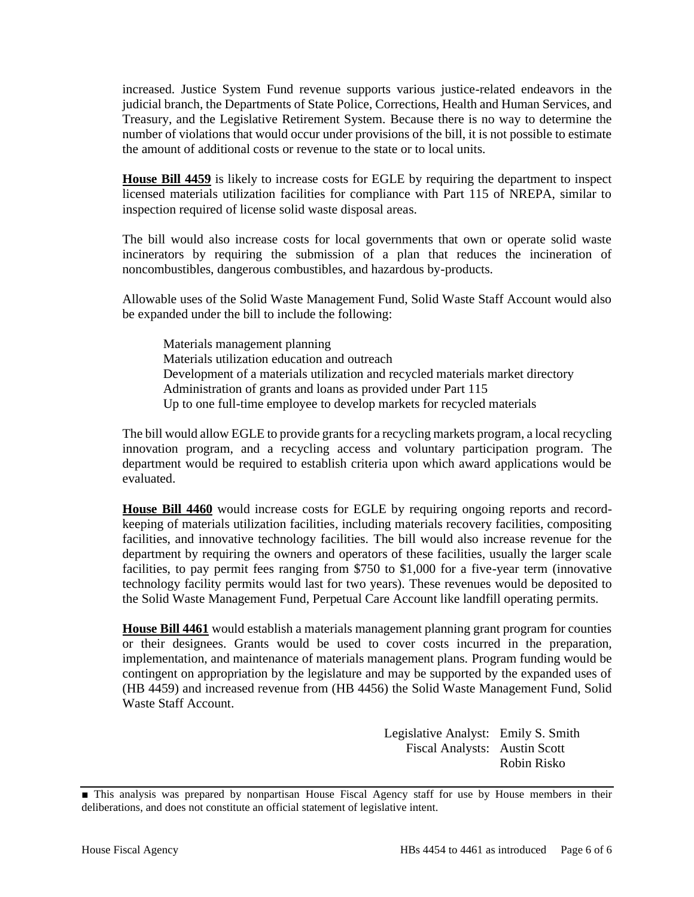increased. Justice System Fund revenue supports various justice-related endeavors in the judicial branch, the Departments of State Police, Corrections, Health and Human Services, and Treasury, and the Legislative Retirement System. Because there is no way to determine the number of violations that would occur under provisions of the bill, it is not possible to estimate the amount of additional costs or revenue to the state or to local units.

**House Bill 4459** is likely to increase costs for EGLE by requiring the department to inspect licensed materials utilization facilities for compliance with Part 115 of NREPA, similar to inspection required of license solid waste disposal areas.

The bill would also increase costs for local governments that own or operate solid waste incinerators by requiring the submission of a plan that reduces the incineration of noncombustibles, dangerous combustibles, and hazardous by-products.

Allowable uses of the Solid Waste Management Fund, Solid Waste Staff Account would also be expanded under the bill to include the following:

Materials management planning
Materials utilization education and outreach
Development of a materials utilization and recycled materials market directory
Administration of grants and loans as provided under Part 115
Up to one full-time employee to develop markets for recycled materials

The bill would allow EGLE to provide grants for a recycling markets program, a local recycling innovation program, and a recycling access and voluntary participation program. The department would be required to establish criteria upon which award applications would be evaluated.

**House Bill 4460** would increase costs for EGLE by requiring ongoing reports and record-keeping of materials utilization facilities, including materials recovery facilities, compositing facilities, and innovative technology facilities. The bill would also increase revenue for the department by requiring the owners and operators of these facilities, usually the larger scale facilities, to pay permit fees ranging from $750 to $1,000 for a five-year term (innovative technology facility permits would last for two years). These revenues would be deposited to the Solid Waste Management Fund, Perpetual Care Account like landfill operating permits.

**House Bill 4461** would establish a materials management planning grant program for counties or their designees. Grants would be used to cover costs incurred in the preparation, implementation, and maintenance of materials management plans. Program funding would be contingent on appropriation by the legislature and may be supported by the expanded uses of (HB 4459) and increased revenue from (HB 4456) the Solid Waste Management Fund, Solid Waste Staff Account.

Legislative Analyst: Emily S. Smith
Fiscal Analysts: Austin Scott
Robin Risko

■ This analysis was prepared by nonpartisan House Fiscal Agency staff for use by House members in their deliberations, and does not constitute an official statement of legislative intent.